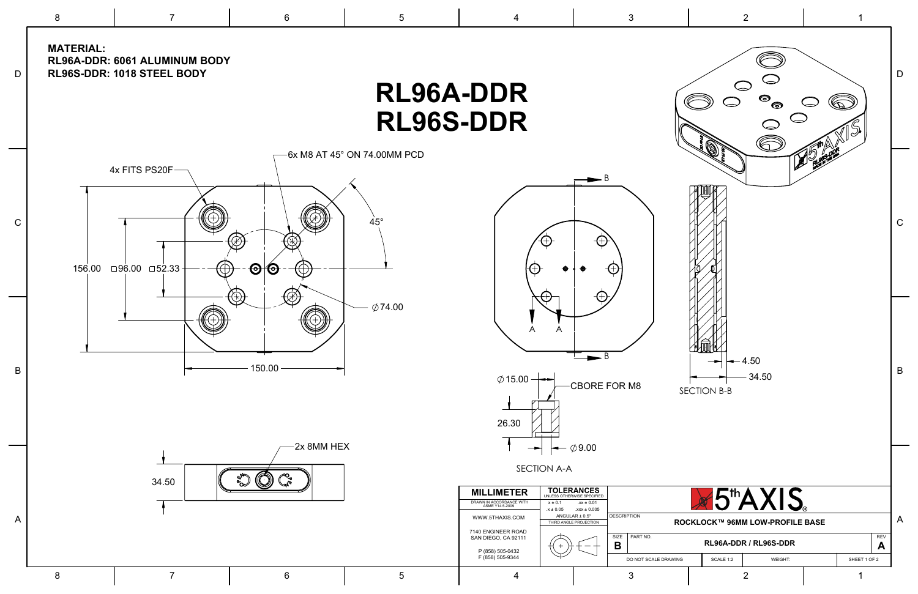**MATERIAL:**
**RL96A-DDR: 6061 ALUMINUM BODY**
**RL96S-DDR: 1018 STEEL BODY**

# RL96A-DDR
# RL96S-DDR

4x FITS PS20F

6x M8 AT 45° ON 74.00MM PCD

45°

156.00

□96.00

□52.33

∅74.00

150.00

2x 8MM HEX

34.50

∅15.00

CBORE FOR M8

26.30

∅9.00

SECTION A-A

4.50

34.50

SECTION B-B

| MILLIMETER | TOLERANCES UNLESS OTHERWISE SPECIFIED | |
|---|---|---|
| DRAWN IN ACCORDANCE WITH ASME Y14.5-2009 | .x ± 0.1 | .xx ± 0.01 |
| | .x ± 0.05 | .xxx ± 0.005 |
| WWW.5THAXIS.COM | ANGULAR ± 0.5° | |
| | THIRD ANGLE PROJECTION | |
| 7140 ENGINEER ROAD SAN DIEGO, CA 92111 | | |
| P (858) 505-0432 F (858) 505-9344 | | |

**5th AXIS**

| DESCRIPTION | ROCKLOCK™ 96MM LOW-PROFILE BASE | | |
|---|---|---|---|
| SIZE B | PART NO. RL96A-DDR / RL96S-DDR | | REV A |
| DO NOT SCALE DRAWING | SCALE 1:2 | WEIGHT: | SHEET 1 OF 2 |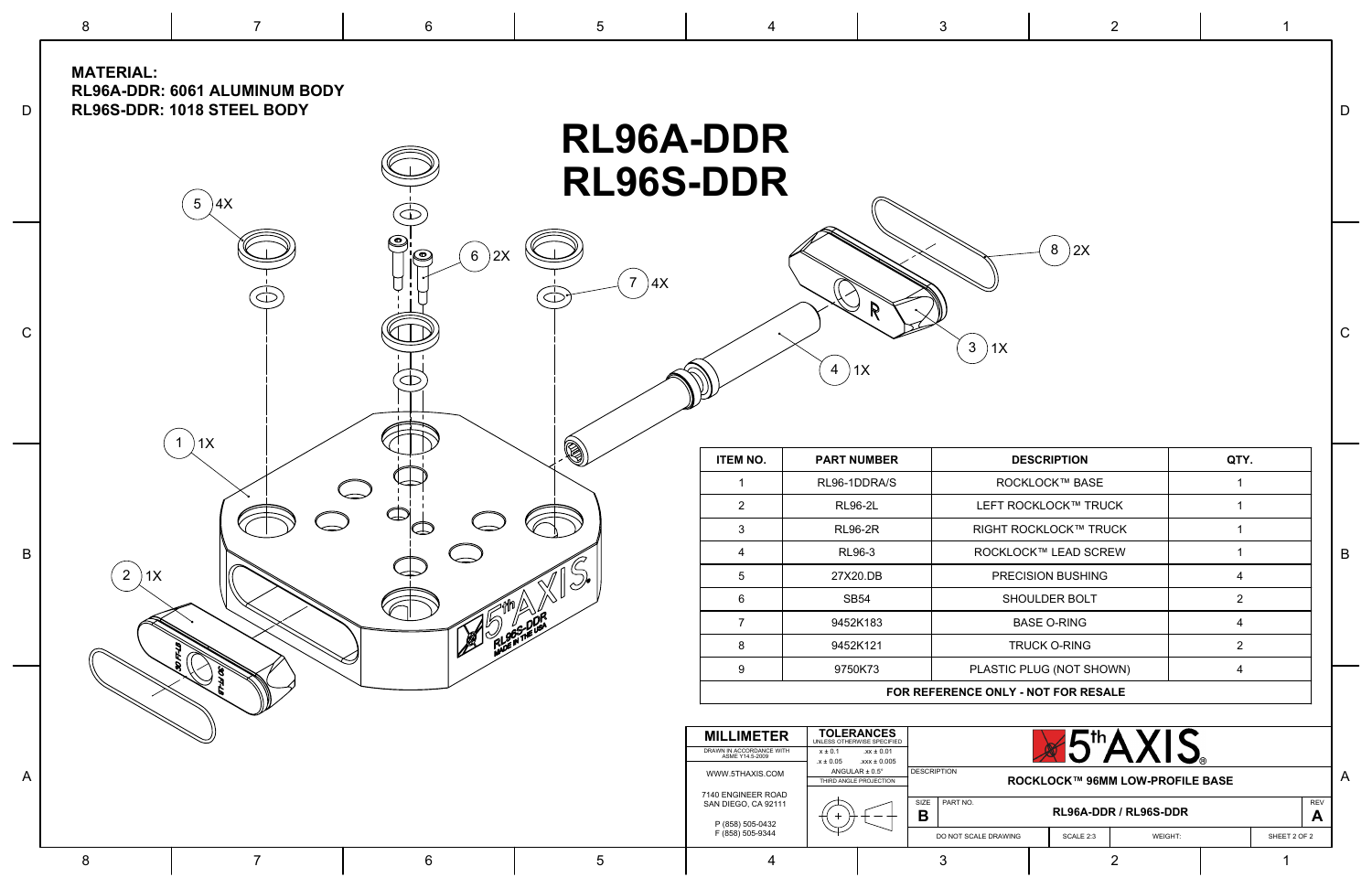**MATERIAL:**
**RL96A-DDR: 6061 ALUMINUM BODY**
**RL96S-DDR: 1018 STEEL BODY**

# RL96A-DDR
# RL96S-DDR

5 4X

6 2X

7 4X

8 2X

3 1X

4 1X

1 1X

2 1X

| ITEM NO. | PART NUMBER | DESCRIPTION | QTY. |
|---|---|---|---|
| 1 | RL96-1DDRA/S | ROCKLOCK™ BASE | 1 |
| 2 | RL96-2L | LEFT ROCKLOCK™ TRUCK | 1 |
| 3 | RL96-2R | RIGHT ROCKLOCK™ TRUCK | 1 |
| 4 | RL96-3 | ROCKLOCK™ LEAD SCREW | 1 |
| 5 | 27X20.DB | PRECISION BUSHING | 4 |
| 6 | SB54 | SHOULDER BOLT | 2 |
| 7 | 9452K183 | BASE O-RING | 4 |
| 8 | 9452K121 | TRUCK O-RING | 2 |
| 9 | 9750K73 | PLASTIC PLUG (NOT SHOWN) | 4 |
| FOR REFERENCE ONLY - NOT FOR RESALE | | | |

**MILLIMETER**
DRAWN IN ACCORDANCE WITH ASME Y14.5-2009
WWW.5THAXIS.COM
7140 ENGINEER ROAD
SAN DIEGO, CA 92111
P (858) 505-0432
F (858) 505-9344

**TOLERANCES**
UNLESS OTHERWISE SPECIFIED
.x ± 0.1 .xx ± 0.01
.x ± 0.05 .xxx ± 0.005
ANGULAR ± 0.5°
THIRD ANGLE PROJECTION

5th AXIS

DESCRIPTION: **ROCKLOCK™ 96MM LOW-PROFILE BASE**

SIZE: **B** PART NO.: **RL96A-DDR / RL96S-DDR** REV: **A**

DO NOT SCALE DRAWING | SCALE 2:3 | WEIGHT: | SHEET 2 OF 2